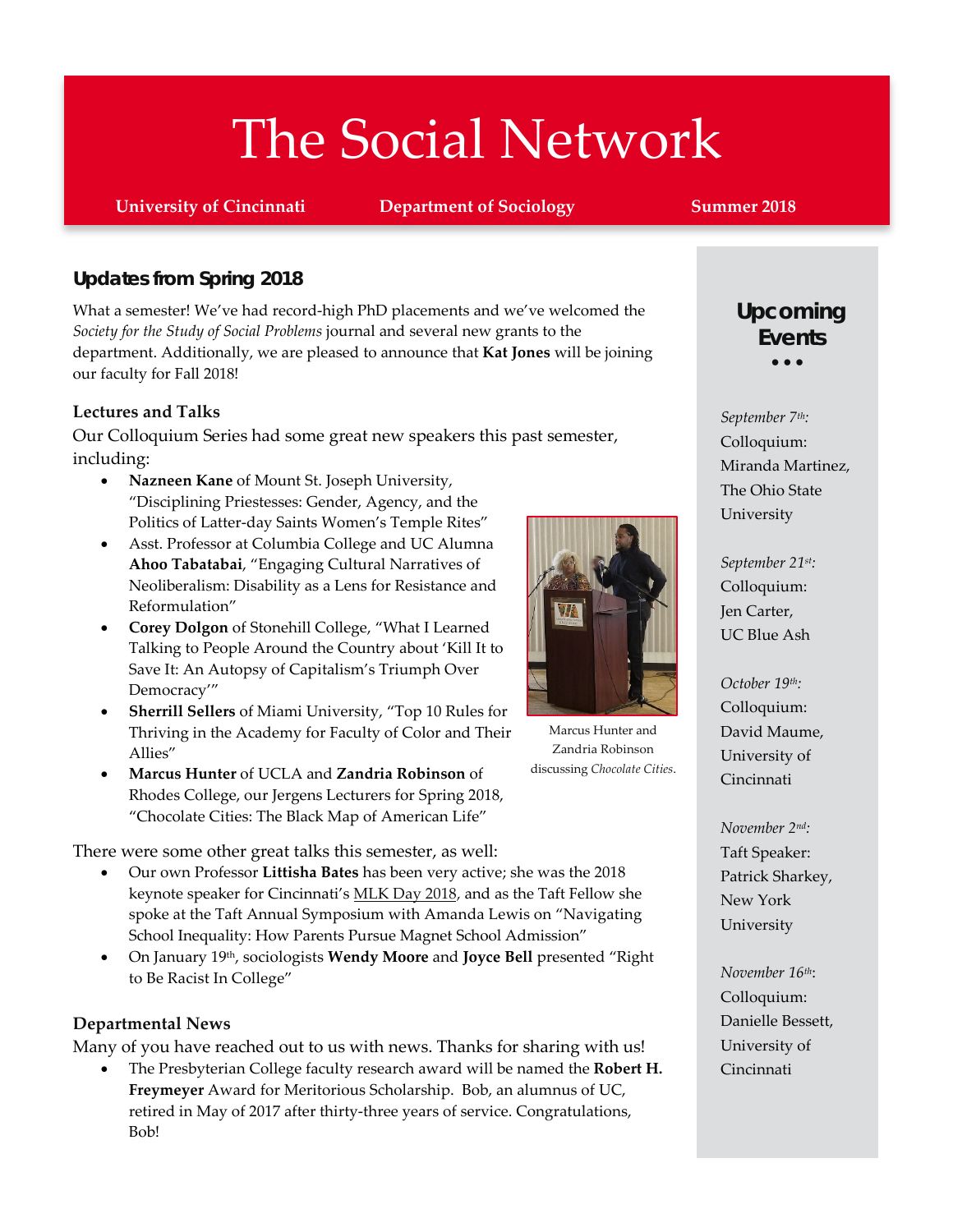# The Social Network

**University of Cincinnati** **Department of Sociology** **Summer 2018**

## Updates from Spring 2018

What a semester! We've had record-high PhD placements and we've welcomed the *Society for the Study of Social Problems* journal and several new grants to the department. Additionally, we are pleased to announce that **Kat Jones** will be joining our faculty for Fall 2018!

### Lectures and Talks

Our Colloquium Series had some great new speakers this past semester, including:

- **Nazneen Kane** of Mount St. Joseph University, "Disciplining Priestesses: Gender, Agency, and the Politics of Latter-day Saints Women's Temple Rites"
- Asst. Professor at Columbia College and UC Alumna **Ahoo Tabatabai**, "Engaging Cultural Narratives of Neoliberalism: Disability as a Lens for Resistance and Reformulation"
- **Corey Dolgon** of Stonehill College, "What I Learned Talking to People Around the Country about 'Kill It to Save It: An Autopsy of Capitalism's Triumph Over Democracy'"
- **Sherrill Sellers** of Miami University, "Top 10 Rules for Thriving in the Academy for Faculty of Color and Their Allies"
- **Marcus Hunter** of UCLA and **Zandria Robinson** of Rhodes College, our Jergens Lecturers for Spring 2018, "Chocolate Cities: The Black Map of American Life"

Marcus Hunter and Zandria Robinson discussing *Chocolate Cities*.

There were some other great talks this semester, as well:

- Our own Professor **Littisha Bates** has been very active; she was the 2018 keynote speaker for Cincinnati's MLK Day 2018, and as the Taft Fellow she spoke at the Taft Annual Symposium with Amanda Lewis on "Navigating School Inequality: How Parents Pursue Magnet School Admission"
- On January 19th, sociologists **Wendy Moore** and **Joyce Bell** presented "Right to Be Racist In College"

### Departmental News

Many of you have reached out to us with news. Thanks for sharing with us!

- The Presbyterian College faculty research award will be named the **Robert H. Freymeyer** Award for Meritorious Scholarship. Bob, an alumnus of UC, retired in May of 2017 after thirty-three years of service. Congratulations, Bob!

## Upcoming Events

*September 7th:* Colloquium: Miranda Martinez, The Ohio State University

*September 21st:* Colloquium: Jen Carter, UC Blue Ash

*October 19th:* Colloquium: David Maume, University of Cincinnati

*November 2nd:* Taft Speaker: Patrick Sharkey, New York University

*November 16th:* Colloquium: Danielle Bessett, University of Cincinnati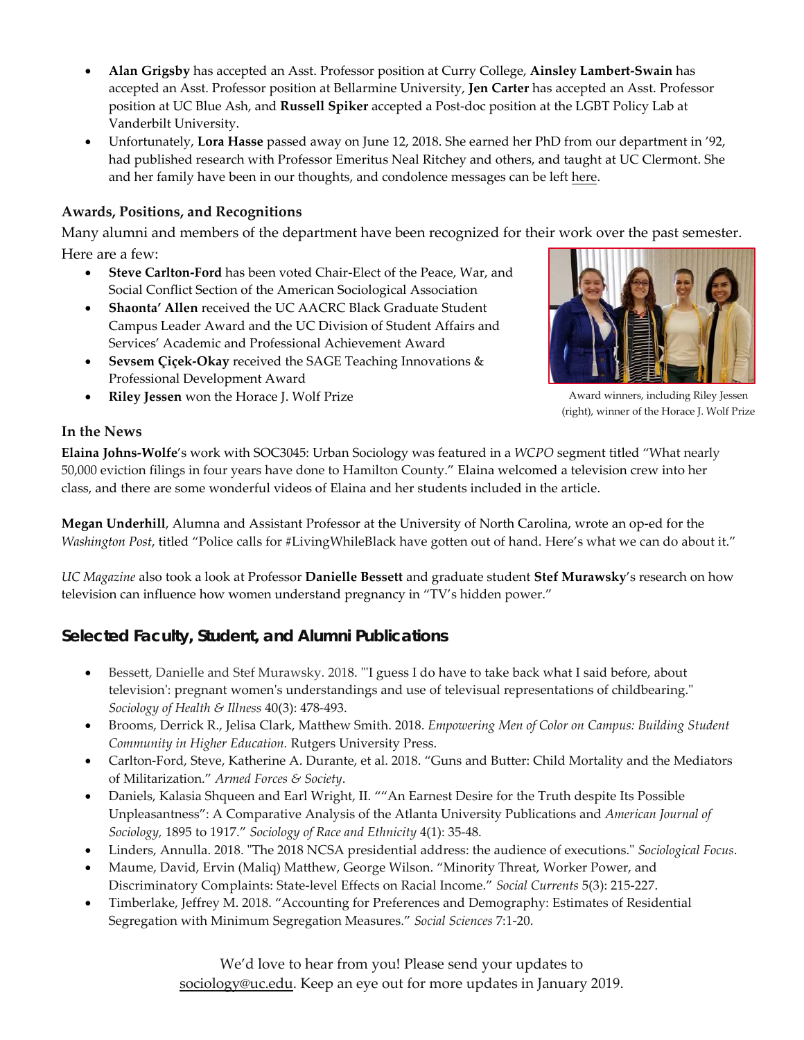- **Alan Grigsby** has accepted an Asst. Professor position at Curry College, **Ainsley Lambert-Swain** has accepted an Asst. Professor position at Bellarmine University, **Jen Carter** has accepted an Asst. Professor position at UC Blue Ash, and **Russell Spiker** accepted a Post-doc position at the LGBT Policy Lab at Vanderbilt University.
- Unfortunately, **Lora Hasse** passed away on June 12, 2018. She earned her PhD from our department in '92, had published research with Professor Emeritus Neal Ritchey and others, and taught at UC Clermont. She and her family have been in our thoughts, and condolence messages can be left here.

### Awards, Positions, and Recognitions

Many alumni and members of the department have been recognized for their work over the past semester. Here are a few:

- **Steve Carlton-Ford** has been voted Chair-Elect of the Peace, War, and Social Conflict Section of the American Sociological Association
- **Shaonta' Allen** received the UC AACRC Black Graduate Student Campus Leader Award and the UC Division of Student Affairs and Services' Academic and Professional Achievement Award
- **Sevsem Çiçek-Okay** received the SAGE Teaching Innovations & Professional Development Award
- **Riley Jessen** won the Horace J. Wolf Prize

Award winners, including Riley Jessen (right), winner of the Horace J. Wolf Prize

### In the News

**Elaina Johns-Wolfe**'s work with SOC3045: Urban Sociology was featured in a *WCPO* segment titled "What nearly 50,000 eviction filings in four years have done to Hamilton County." Elaina welcomed a television crew into her class, and there are some wonderful videos of Elaina and her students included in the article.

**Megan Underhill**, Alumna and Assistant Professor at the University of North Carolina, wrote an op-ed for the *Washington Post*, titled "Police calls for #LivingWhileBlack have gotten out of hand. Here's what we can do about it."

*UC Magazine* also took a look at Professor **Danielle Bessett** and graduate student **Stef Murawsky**'s research on how television can influence how women understand pregnancy in "TV's hidden power."

## Selected Faculty, Student, and Alumni Publications

- Bessett, Danielle and Stef Murawsky. 2018. "'I guess I do have to take back what I said before, about television': pregnant women's understandings and use of televisual representations of childbearing." *Sociology of Health & Illness* 40(3): 478-493.
- Brooms, Derrick R., Jelisa Clark, Matthew Smith. 2018. *Empowering Men of Color on Campus: Building Student Community in Higher Education.* Rutgers University Press.
- Carlton-Ford, Steve, Katherine A. Durante, et al. 2018. "Guns and Butter: Child Mortality and the Mediators of Militarization." *Armed Forces & Society*.
- Daniels, Kalasia Shqueen and Earl Wright, II. ""An Earnest Desire for the Truth despite Its Possible Unpleasantness": A Comparative Analysis of the Atlanta University Publications and *American Journal of Sociology,* 1895 to 1917." *Sociology of Race and Ethnicity* 4(1): 35-48.
- Linders, Annulla. 2018. "The 2018 NCSA presidential address: the audience of executions." *Sociological Focus*.
- Maume, David, Ervin (Maliq) Matthew, George Wilson. "Minority Threat, Worker Power, and Discriminatory Complaints: State-level Effects on Racial Income." *Social Currents* 5(3): 215-227.
- Timberlake, Jeffrey M. 2018. "Accounting for Preferences and Demography: Estimates of Residential Segregation with Minimum Segregation Measures." *Social Sciences* 7:1-20.

We'd love to hear from you! Please send your updates to sociology@uc.edu. Keep an eye out for more updates in January 2019.